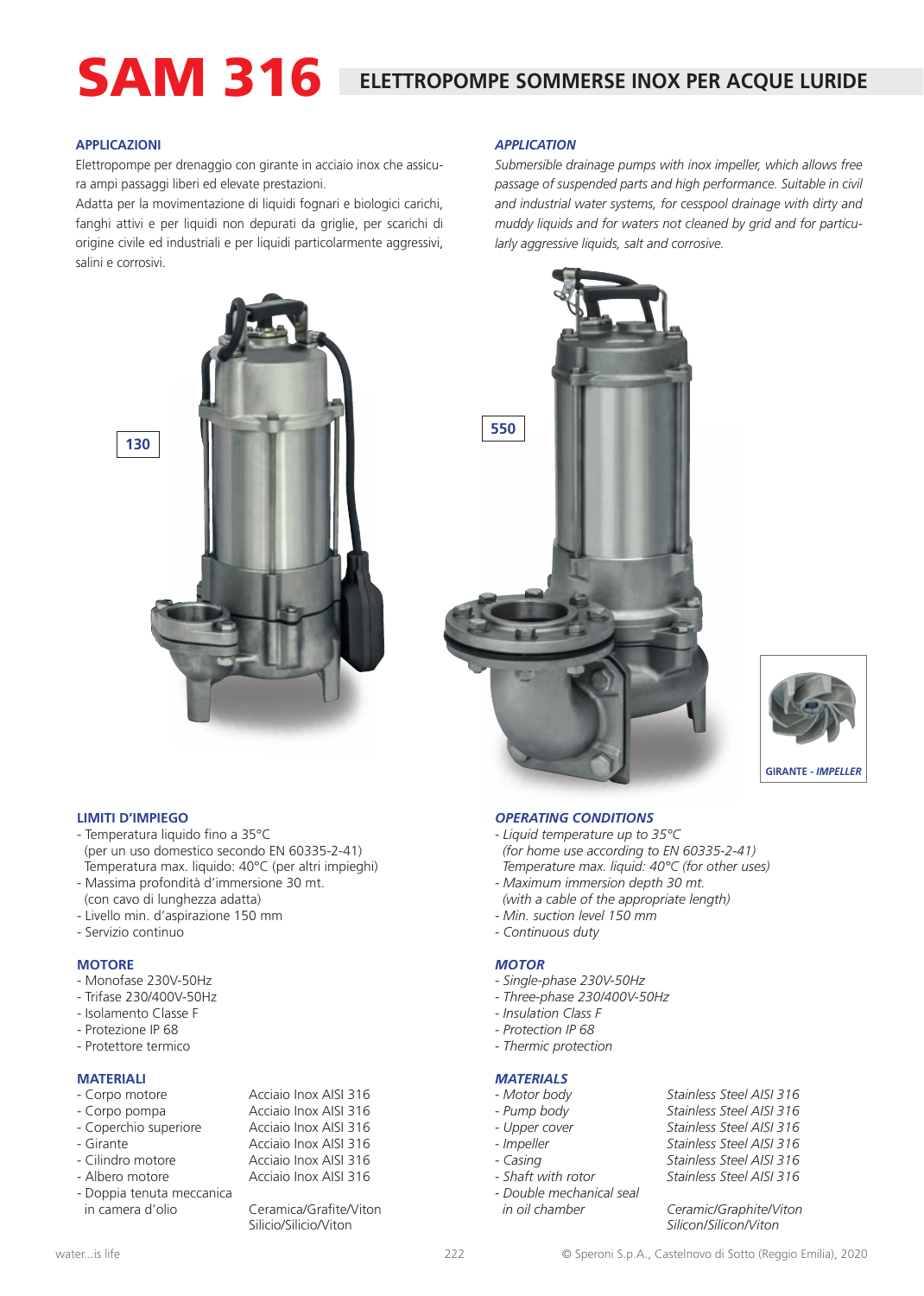# SAM 316 ELETTROPOMPE SOMMERSE INOX PER ACQUE LURIDE

## APPLICAZIONI

Elettropompe per drenaggio con girante in acciaio inox che assicura ampi passaggi liberi ed elevate prestazioni.
Adatta per la movimentazione di liquidi fognari e biologici carichi, fanghi attivi e per liquidi non depurati da griglie, per scarichi di origine civile ed industriali e per liquidi particolarmente aggressivi, salini e corrosivi.

## *APPLICATION*

*Submersible drainage pumps with inox impeller, which allows free passage of suspended parts and high performance. Suitable in civil and industrial water systems, for cesspool drainage with dirty and muddy liquids and for waters not cleaned by grid and for particularly aggressive liquids, salt and corrosive.*

130

550

GIRANTE - *IMPELLER*

## LIMITI D'IMPIEGO

- Temperatura liquido fino a 35°C
  (per un uso domestico secondo EN 60335-2-41)
  Temperatura max. liquido: 40°C (per altri impieghi)
- Massima profondità d'immersione 30 mt.
  (con cavo di lunghezza adatta)
- Livello min. d'aspirazione 150 mm
- Servizio continuo

## *OPERATING CONDITIONS*

- *Liquid temperature up to 35°C*
  *(for home use according to EN 60335-2-41)*
  *Temperature max. liquid: 40°C (for other uses)*
- *Maximum immersion depth 30 mt.*
  *(with a cable of the appropriate length)*
- *Min. suction level 150 mm*
- *Continuous duty*

## MOTORE

- Monofase 230V-50Hz
- Trifase 230/400V-50Hz
- Isolamento Classe F
- Protezione IP 68
- Protettore termico

## *MOTOR*

- *Single-phase 230V-50Hz*
- *Three-phase 230/400V-50Hz*
- *Insulation Class F*
- *Protection IP 68*
- *Thermic protection*

## MATERIALI

| | |
|---|---|
| - Corpo motore | Acciaio Inox AISI 316 |
| - Corpo pompa | Acciaio Inox AISI 316 |
| - Coperchio superiore | Acciaio Inox AISI 316 |
| - Girante | Acciaio Inox AISI 316 |
| - Cilindro motore | Acciaio Inox AISI 316 |
| - Albero motore | Acciaio Inox AISI 316 |
| - Doppia tenuta meccanica in camera d'olio | Ceramica/Grafite/Viton Silicio/Silicio/Viton |

## *MATERIALS*

| | |
|---|---|
| *- Motor body* | *Stainless Steel AISI 316* |
| *- Pump body* | *Stainless Steel AISI 316* |
| *- Upper cover* | *Stainless Steel AISI 316* |
| *- Impeller* | *Stainless Steel AISI 316* |
| *- Casing* | *Stainless Steel AISI 316* |
| *- Shaft with rotor* | *Stainless Steel AISI 316* |
| *- Double mechanical seal in oil chamber* | *Ceramic/Graphite/Viton Silicon/Silicon/Viton* |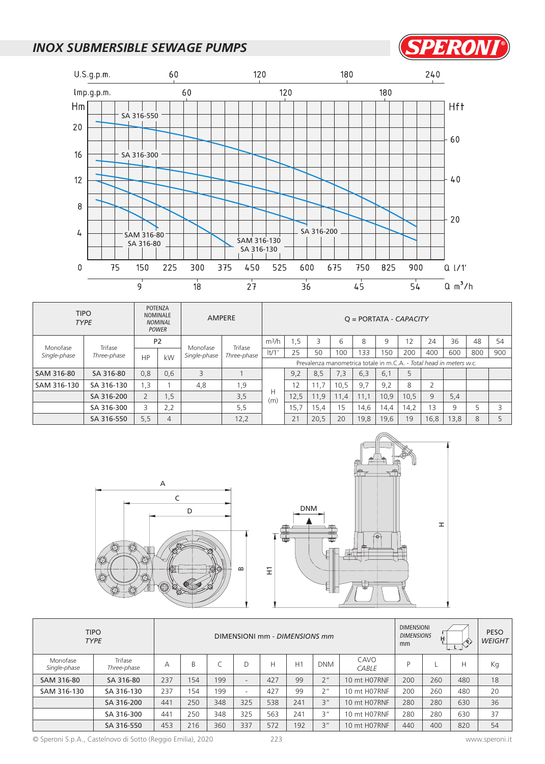## INOX SUBMERSIBLE SEWAGE PUMPS

SPERONI

U.S.g.p.m. 60 120 180 240
Imp.g.p.m. 60 120 180
Hm 20 16 12 8 4 0
Hft 60 40 20
SA 316-550
SA 316-300
SA 316-200
SAM 316-80
SA 316-80
SAM 316-130
SA 316-130
75 150 225 300 375 450 525 600 675 750 825 900 Q l/1'
9 18 27 36 45 54 Q m³/h

| TIPO *TYPE* | | POTENZA NOMINALE *NOMINAL POWER* | | AMPERE | | Q = PORTATA - *CAPACITY* | | | | | | | | | | |
|---|---|---|---|---|---|---|---|---|---|---|---|---|---|---|---|---|
| Monofase *Single-phase* | Trifase *Three-phase* | P2 | | Monofase *Single-phase* | Trifase *Three-phase* | m³/h | 1,5 | 3 | 6 | 8 | 9 | 12 | 24 | 36 | 48 | 54 |
| | | HP | kW | | | lt/1' | 25 | 50 | 100 | 133 | 150 | 200 | 400 | 600 | 800 | 900 |
| | | | | | | | Prevalenza manometrica totale in m.C.A. - *Total head in meters w.c.* | | | | | | | | | |
| SAM 316-80 | SA 316-80 | 0,8 | 0,6 | 3 | 1 | H (m) | 9,2 | 8,5 | 7,3 | 6,3 | 6,1 | 5 | | | | |
| SAM 316-130 | SA 316-130 | 1,3 | 1 | 4,8 | 1,9 | | 12 | 11,7 | 10,5 | 9,7 | 9,2 | 8 | 2 | | | |
| | SA 316-200 | 2 | 1,5 | | 3,5 | | 12,5 | 11,9 | 11,4 | 11,1 | 10,9 | 10,5 | 9 | 5,4 | | |
| | SA 316-300 | 3 | 2,2 | | 5,5 | | 15,7 | 15,4 | 15 | 14,6 | 14,4 | 14,2 | 13 | 9 | 5 | 3 |
| | SA 316-550 | 5,5 | 4 | | 12,2 | | 21 | 20,5 | 20 | 19,8 | 19,6 | 19 | 16,8 | 13,8 | 8 | 5 |

A C D B DNM H1 H

| TIPO *TYPE* | | DIMENSIONI mm - *DIMENSIONS mm* | | | | | | | | DIMENSIONI *DIMENSIONS* mm | | | PESO *WEIGHT* |
|---|---|---|---|---|---|---|---|---|---|---|---|---|---|
| Monofase *Single-phase* | Trifase *Three-phase* | A | B | C | D | H | H1 | DNM | CAVO *CABLE* | P | L | H | Kg |
| SAM 316-80 | SA 316-80 | 237 | 154 | 199 | - | 427 | 99 | 2" | 10 mt H07RNF | 200 | 260 | 480 | 18 |
| SAM 316-130 | SA 316-130 | 237 | 154 | 199 | - | 427 | 99 | 2" | 10 mt H07RNF | 200 | 260 | 480 | 20 |
| | SA 316-200 | 441 | 250 | 348 | 325 | 538 | 241 | 3" | 10 mt H07RNF | 280 | 280 | 630 | 36 |
| | SA 316-300 | 441 | 250 | 348 | 325 | 563 | 241 | 3" | 10 mt H07RNF | 280 | 280 | 630 | 37 |
| | SA 316-550 | 453 | 216 | 360 | 337 | 572 | 192 | 3" | 10 mt H07RNF | 440 | 400 | 820 | 54 |

© Speroni S.p.A., Castelnovo di Sotto (Reggio Emilia), 2020 — www.speroni.it